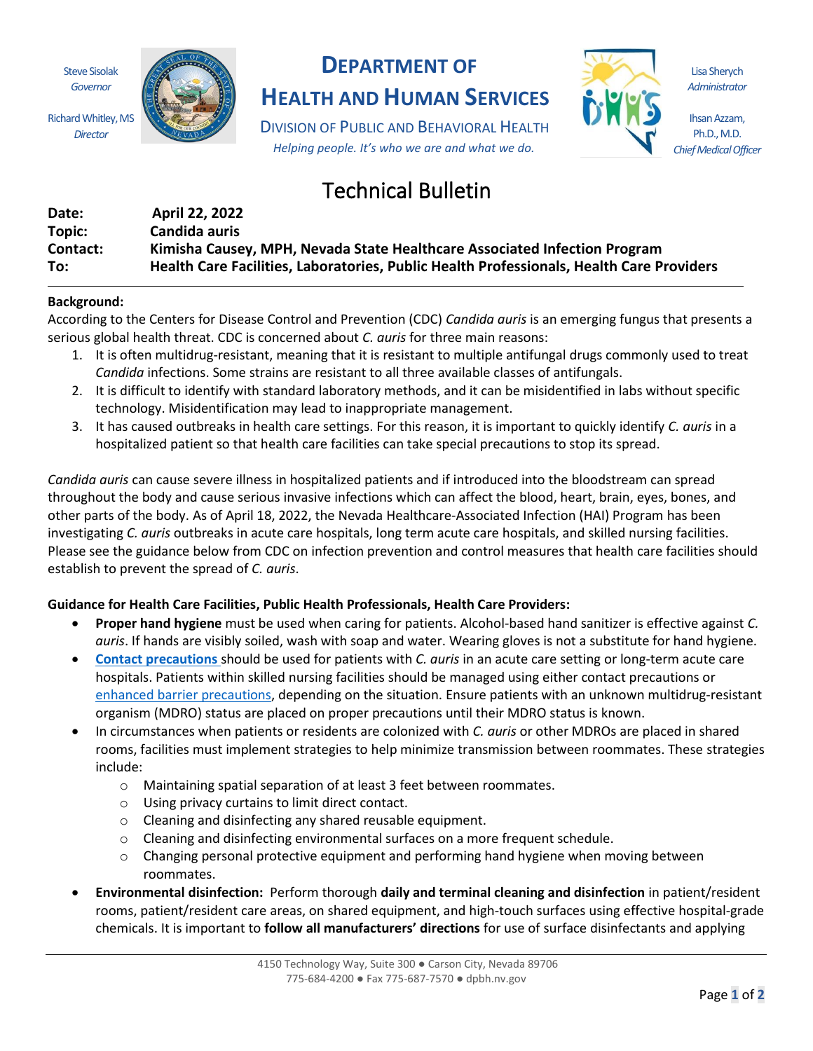Steve Sisolak
*Governor*

Richard Whitley, MS
*Director*

# DEPARTMENT OF HEALTH AND HUMAN SERVICES

DIVISION OF PUBLIC AND BEHAVIORAL HEALTH

*Helping people. It's who we are and what we do.*

Lisa Sherych
*Administrator*

Ihsan Azzam, Ph.D., M.D.
*Chief Medical Officer*

## Technical Bulletin

| | |
|---|---|
| **Date:** | **April 22, 2022** |
| **Topic:** | **Candida auris** |
| **Contact:** | **Kimisha Causey, MPH, Nevada State Healthcare Associated Infection Program** |
| **To:** | **Health Care Facilities, Laboratories, Public Health Professionals, Health Care Providers** |

---

**Background:**

According to the Centers for Disease Control and Prevention (CDC) *Candida auris* is an emerging fungus that presents a serious global health threat. CDC is concerned about *C. auris* for three main reasons:

1. It is often multidrug-resistant, meaning that it is resistant to multiple antifungal drugs commonly used to treat *Candida* infections. Some strains are resistant to all three available classes of antifungals.
2. It is difficult to identify with standard laboratory methods, and it can be misidentified in labs without specific technology. Misidentification may lead to inappropriate management.
3. It has caused outbreaks in health care settings. For this reason, it is important to quickly identify *C. auris* in a hospitalized patient so that health care facilities can take special precautions to stop its spread.

*Candida auris* can cause severe illness in hospitalized patients and if introduced into the bloodstream can spread throughout the body and cause serious invasive infections which can affect the blood, heart, brain, eyes, bones, and other parts of the body. As of April 18, 2022, the Nevada Healthcare-Associated Infection (HAI) Program has been investigating *C. auris* outbreaks in acute care hospitals, long term acute care hospitals, and skilled nursing facilities. Please see the guidance below from CDC on infection prevention and control measures that health care facilities should establish to prevent the spread of *C. auris*.

**Guidance for Health Care Facilities, Public Health Professionals, Health Care Providers:**

- **Proper hand hygiene** must be used when caring for patients. Alcohol-based hand sanitizer is effective against *C. auris*. If hands are visibly soiled, wash with soap and water. Wearing gloves is not a substitute for hand hygiene.
- **Contact precautions** should be used for patients with *C. auris* in an acute care setting or long-term acute care hospitals. Patients within skilled nursing facilities should be managed using either contact precautions or enhanced barrier precautions, depending on the situation. Ensure patients with an unknown multidrug-resistant organism (MDRO) status are placed on proper precautions until their MDRO status is known.
- In circumstances when patients or residents are colonized with *C. auris* or other MDROs are placed in shared rooms, facilities must implement strategies to help minimize transmission between roommates. These strategies include:
  - Maintaining spatial separation of at least 3 feet between roommates.
  - Using privacy curtains to limit direct contact.
  - Cleaning and disinfecting any shared reusable equipment.
  - Cleaning and disinfecting environmental surfaces on a more frequent schedule.
  - Changing personal protective equipment and performing hand hygiene when moving between roommates.
- **Environmental disinfection:** Perform thorough **daily and terminal cleaning and disinfection** in patient/resident rooms, patient/resident care areas, on shared equipment, and high-touch surfaces using effective hospital-grade chemicals. It is important to **follow all manufacturers' directions** for use of surface disinfectants and applying

4150 Technology Way, Suite 300 ● Carson City, Nevada 89706
775-684-4200 ● Fax 775-687-7570 ● dpbh.nv.gov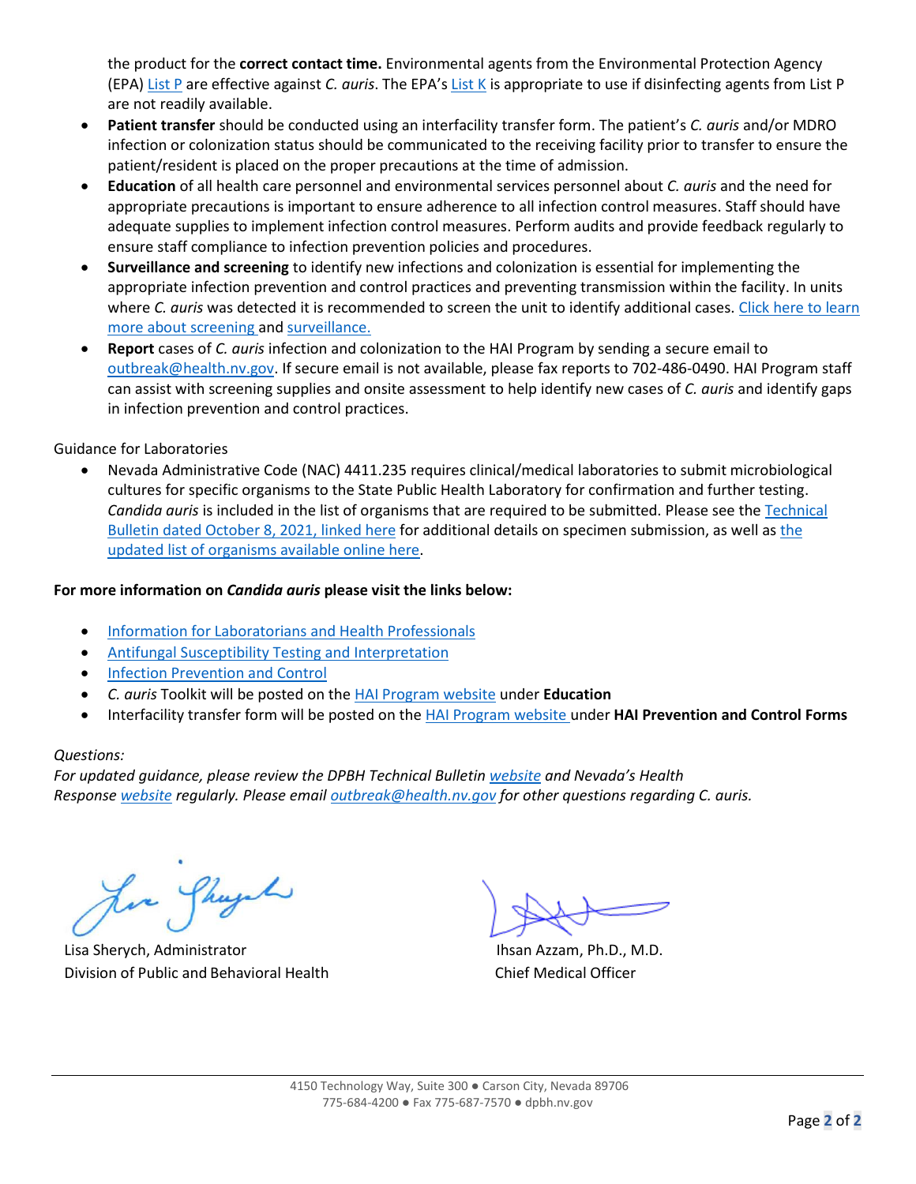the product for the **correct contact time.** Environmental agents from the Environmental Protection Agency (EPA) List P are effective against *C. auris*. The EPA's List K is appropriate to use if disinfecting agents from List P are not readily available.

- **Patient transfer** should be conducted using an interfacility transfer form. The patient's *C. auris* and/or MDRO infection or colonization status should be communicated to the receiving facility prior to transfer to ensure the patient/resident is placed on the proper precautions at the time of admission.
- **Education** of all health care personnel and environmental services personnel about *C. auris* and the need for appropriate precautions is important to ensure adherence to all infection control measures. Staff should have adequate supplies to implement infection control measures. Perform audits and provide feedback regularly to ensure staff compliance to infection prevention policies and procedures.
- **Surveillance and screening** to identify new infections and colonization is essential for implementing the appropriate infection prevention and control practices and preventing transmission within the facility. In units where *C. auris* was detected it is recommended to screen the unit to identify additional cases. Click here to learn more about screening and surveillance.
- **Report** cases of *C. auris* infection and colonization to the HAI Program by sending a secure email to outbreak@health.nv.gov. If secure email is not available, please fax reports to 702-486-0490. HAI Program staff can assist with screening supplies and onsite assessment to help identify new cases of *C. auris* and identify gaps in infection prevention and control practices.

Guidance for Laboratories

- Nevada Administrative Code (NAC) 4411.235 requires clinical/medical laboratories to submit microbiological cultures for specific organisms to the State Public Health Laboratory for confirmation and further testing. *Candida auris* is included in the list of organisms that are required to be submitted. Please see the Technical Bulletin dated October 8, 2021, linked here for additional details on specimen submission, as well as the updated list of organisms available online here.

**For more information on *Candida auris* please visit the links below:**

- Information for Laboratorians and Health Professionals
- Antifungal Susceptibility Testing and Interpretation
- Infection Prevention and Control
- *C. auris* Toolkit will be posted on the HAI Program website under **Education**
- Interfacility transfer form will be posted on the HAI Program website under **HAI Prevention and Control Forms**

*Questions:*
*For updated guidance, please review the DPBH Technical Bulletin website and Nevada's Health Response website regularly. Please email outbreak@health.nv.gov for other questions regarding C. auris.*

Lisa Sherych, Administrator
Division of Public and Behavioral Health

Ihsan Azzam, Ph.D., M.D.
Chief Medical Officer

4150 Technology Way, Suite 300 ● Carson City, Nevada 89706
775-684-4200 ● Fax 775-687-7570 ● dpbh.nv.gov